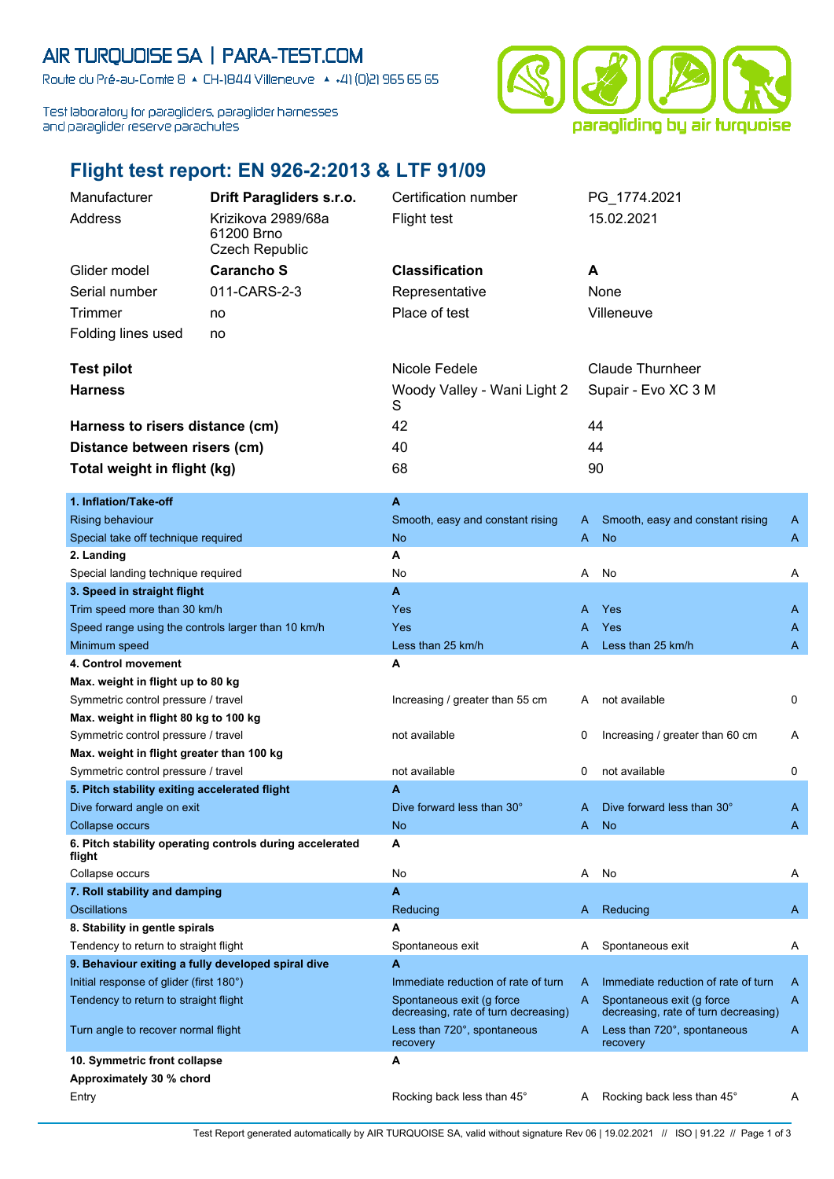AIR TURQUOISE SA | PARA-TEST.COM

Route du Pré-au-Comte 8 ▲ CH-1844 Villeneuve ▲ +41 (0)21 965 65 65

Test laboratory for paragliders, paraglider harnesses and paraglider reserve parachutes

paragliding by air turquoise

# Flight test report: EN 926-2:2013 & LTF 91/09

| | | | |
|---|---|---|---|
| Manufacturer | **Drift Paragliders s.r.o.** | Certification number | PG_1774.2021 |
| Address | Krizikova 2989/68a 61200 Brno Czech Republic | Flight test | 15.02.2021 |
| Glider model | **Carancho S** | **Classification** | **A** |
| Serial number | 011-CARS-2-3 | Representative | None |
| Trimmer | no | Place of test | Villeneuve |
| Folding lines used | no | | |

| | | |
|---|---|---|
| **Test pilot** | Nicole Fedele | Claude Thurnheer |
| **Harness** | Woody Valley - Wani Light 2 S | Supair - Evo XC 3 M |
| **Harness to risers distance (cm)** | 42 | 44 |
| **Distance between risers (cm)** | 40 | 44 |
| **Total weight in flight (kg)** | 68 | 90 |

| | | | | |
|---|---|---|---|---|
| **1. Inflation/Take-off** | **A** | | | |
| Rising behaviour | Smooth, easy and constant rising | A | Smooth, easy and constant rising | A |
| Special take off technique required | No | A | No | A |
| **2. Landing** | **A** | | | |
| Special landing technique required | No | A | No | A |
| **3. Speed in straight flight** | **A** | | | |
| Trim speed more than 30 km/h | Yes | A | Yes | A |
| Speed range using the controls larger than 10 km/h | Yes | A | Yes | A |
| Minimum speed | Less than 25 km/h | A | Less than 25 km/h | A |
| **4. Control movement** | **A** | | | |
| **Max. weight in flight up to 80 kg** | | | | |
| Symmetric control pressure / travel | Increasing / greater than 55 cm | A | not available | 0 |
| **Max. weight in flight 80 kg to 100 kg** | | | | |
| Symmetric control pressure / travel | not available | 0 | Increasing / greater than 60 cm | A |
| **Max. weight in flight greater than 100 kg** | | | | |
| Symmetric control pressure / travel | not available | 0 | not available | 0 |
| **5. Pitch stability exiting accelerated flight** | **A** | | | |
| Dive forward angle on exit | Dive forward less than 30° | A | Dive forward less than 30° | A |
| Collapse occurs | No | A | No | A |
| **6. Pitch stability operating controls during accelerated flight** | **A** | | | |
| Collapse occurs | No | A | No | A |
| **7. Roll stability and damping** | **A** | | | |
| Oscillations | Reducing | A | Reducing | A |
| **8. Stability in gentle spirals** | **A** | | | |
| Tendency to return to straight flight | Spontaneous exit | A | Spontaneous exit | A |
| **9. Behaviour exiting a fully developed spiral dive** | **A** | | | |
| Initial response of glider (first 180°) | Immediate reduction of rate of turn | A | Immediate reduction of rate of turn | A |
| Tendency to return to straight flight | Spontaneous exit (g force decreasing, rate of turn decreasing) | A | Spontaneous exit (g force decreasing, rate of turn decreasing) | A |
| Turn angle to recover normal flight | Less than 720°, spontaneous recovery | A | Less than 720°, spontaneous recovery | A |
| **10. Symmetric front collapse** | **A** | | | |
| **Approximately 30 % chord** | | | | |
| Entry | Rocking back less than 45° | A | Rocking back less than 45° | A |

Test Report generated automatically by AIR TURQUOISE SA, valid without signature Rev 06 | 19.02.2021 // ISO | 91.22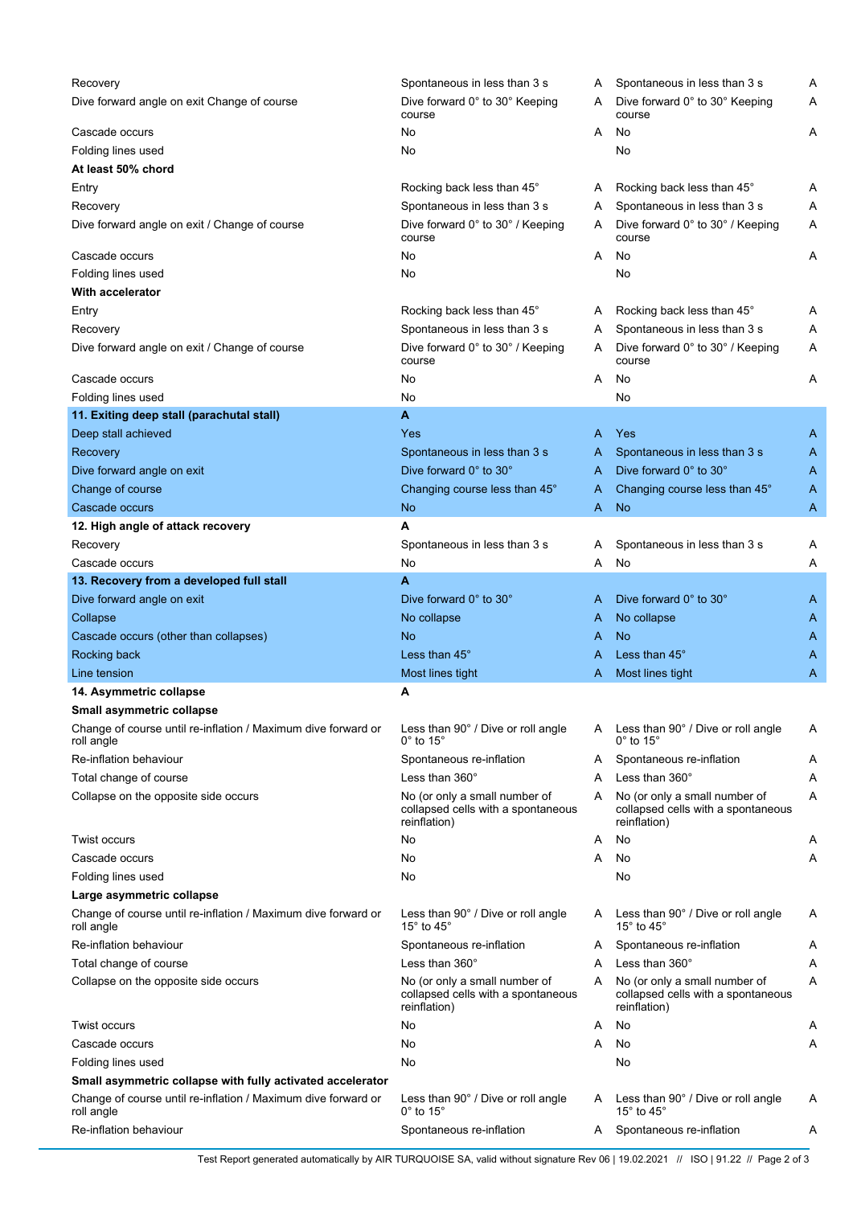| | | | | |
|---|---|---|---|---|
| Recovery | Spontaneous in less than 3 s | A | Spontaneous in less than 3 s | A |
| Dive forward angle on exit Change of course | Dive forward 0° to 30° Keeping course | A | Dive forward 0° to 30° Keeping course | A |
| Cascade occurs | No | A | No | A |
| Folding lines used | No | | No | |
| **At least 50% chord** | | | | |
| Entry | Rocking back less than 45° | A | Rocking back less than 45° | A |
| Recovery | Spontaneous in less than 3 s | A | Spontaneous in less than 3 s | A |
| Dive forward angle on exit / Change of course | Dive forward 0° to 30° / Keeping course | A | Dive forward 0° to 30° / Keeping course | A |
| Cascade occurs | No | A | No | A |
| Folding lines used | No | | No | |
| **With accelerator** | | | | |
| Entry | Rocking back less than 45° | A | Rocking back less than 45° | A |
| Recovery | Spontaneous in less than 3 s | A | Spontaneous in less than 3 s | A |
| Dive forward angle on exit / Change of course | Dive forward 0° to 30° / Keeping course | A | Dive forward 0° to 30° / Keeping course | A |
| Cascade occurs | No | A | No | A |
| Folding lines used | No | | No | |
| **11. Exiting deep stall (parachutal stall)** | **A** | | | |
| Deep stall achieved | Yes | A | Yes | A |
| Recovery | Spontaneous in less than 3 s | A | Spontaneous in less than 3 s | A |
| Dive forward angle on exit | Dive forward 0° to 30° | A | Dive forward 0° to 30° | A |
| Change of course | Changing course less than 45° | A | Changing course less than 45° | A |
| Cascade occurs | No | A | No | A |
| **12. High angle of attack recovery** | **A** | | | |
| Recovery | Spontaneous in less than 3 s | A | Spontaneous in less than 3 s | A |
| Cascade occurs | No | A | No | A |
| **13. Recovery from a developed full stall** | **A** | | | |
| Dive forward angle on exit | Dive forward 0° to 30° | A | Dive forward 0° to 30° | A |
| Collapse | No collapse | A | No collapse | A |
| Cascade occurs (other than collapses) | No | A | No | A |
| Rocking back | Less than 45° | A | Less than 45° | A |
| Line tension | Most lines tight | A | Most lines tight | A |
| **14. Asymmetric collapse** | **A** | | | |
| **Small asymmetric collapse** | | | | |
| Change of course until re-inflation / Maximum dive forward or roll angle | Less than 90° / Dive or roll angle 0° to 15° | A | Less than 90° / Dive or roll angle 0° to 15° | A |
| Re-inflation behaviour | Spontaneous re-inflation | A | Spontaneous re-inflation | A |
| Total change of course | Less than 360° | A | Less than 360° | A |
| Collapse on the opposite side occurs | No (or only a small number of collapsed cells with a spontaneous reinflation) | A | No (or only a small number of collapsed cells with a spontaneous reinflation) | A |
| Twist occurs | No | A | No | A |
| Cascade occurs | No | A | No | A |
| Folding lines used | No | | No | |
| **Large asymmetric collapse** | | | | |
| Change of course until re-inflation / Maximum dive forward or roll angle | Less than 90° / Dive or roll angle 15° to 45° | A | Less than 90° / Dive or roll angle 15° to 45° | A |
| Re-inflation behaviour | Spontaneous re-inflation | A | Spontaneous re-inflation | A |
| Total change of course | Less than 360° | A | Less than 360° | A |
| Collapse on the opposite side occurs | No (or only a small number of collapsed cells with a spontaneous reinflation) | A | No (or only a small number of collapsed cells with a spontaneous reinflation) | A |
| Twist occurs | No | A | No | A |
| Cascade occurs | No | A | No | A |
| Folding lines used | No | | No | |
| **Small asymmetric collapse with fully activated accelerator** | | | | |
| Change of course until re-inflation / Maximum dive forward or roll angle | Less than 90° / Dive or roll angle 0° to 15° | A | Less than 90° / Dive or roll angle 15° to 45° | A |
| Re-inflation behaviour | Spontaneous re-inflation | A | Spontaneous re-inflation | A |

Test Report generated automatically by AIR TURQUOISE SA, valid without signature Rev 06 | 19.02.2021 // ISO | 91.22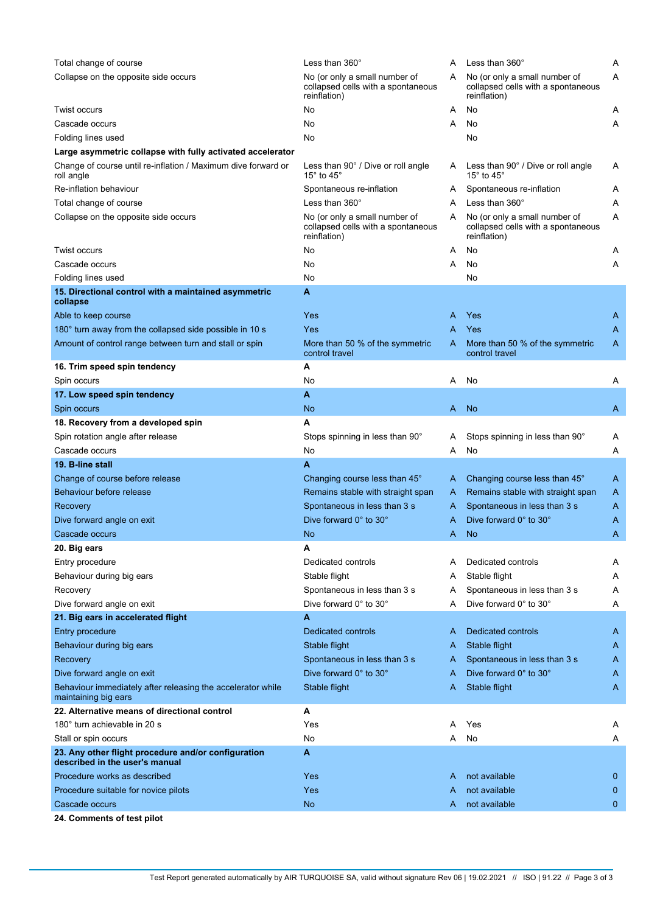| | | | | |
|---|---|---|---|---|
| Total change of course | Less than 360° | A | Less than 360° | A |
| Collapse on the opposite side occurs | No (or only a small number of collapsed cells with a spontaneous reinflation) | A | No (or only a small number of collapsed cells with a spontaneous reinflation) | A |
| Twist occurs | No | A | No | A |
| Cascade occurs | No | A | No | A |
| Folding lines used | No | | No | |
| **Large asymmetric collapse with fully activated accelerator** | | | | |
| Change of course until re-inflation / Maximum dive forward or roll angle | Less than 90° / Dive or roll angle 15° to 45° | A | Less than 90° / Dive or roll angle 15° to 45° | A |
| Re-inflation behaviour | Spontaneous re-inflation | A | Spontaneous re-inflation | A |
| Total change of course | Less than 360° | A | Less than 360° | A |
| Collapse on the opposite side occurs | No (or only a small number of collapsed cells with a spontaneous reinflation) | A | No (or only a small number of collapsed cells with a spontaneous reinflation) | A |
| Twist occurs | No | A | No | A |
| Cascade occurs | No | A | No | A |
| Folding lines used | No | | No | |
| **15. Directional control with a maintained asymmetric collapse** | **A** | | | |
| Able to keep course | Yes | A | Yes | A |
| 180° turn away from the collapsed side possible in 10 s | Yes | A | Yes | A |
| Amount of control range between turn and stall or spin | More than 50 % of the symmetric control travel | A | More than 50 % of the symmetric control travel | A |
| **16. Trim speed spin tendency** | **A** | | | |
| Spin occurs | No | A | No | A |
| **17. Low speed spin tendency** | **A** | | | |
| Spin occurs | No | A | No | A |
| **18. Recovery from a developed spin** | **A** | | | |
| Spin rotation angle after release | Stops spinning in less than 90° | A | Stops spinning in less than 90° | A |
| Cascade occurs | No | A | No | A |
| **19. B-line stall** | **A** | | | |
| Change of course before release | Changing course less than 45° | A | Changing course less than 45° | A |
| Behaviour before release | Remains stable with straight span | A | Remains stable with straight span | A |
| Recovery | Spontaneous in less than 3 s | A | Spontaneous in less than 3 s | A |
| Dive forward angle on exit | Dive forward 0° to 30° | A | Dive forward 0° to 30° | A |
| Cascade occurs | No | A | No | A |
| **20. Big ears** | **A** | | | |
| Entry procedure | Dedicated controls | A | Dedicated controls | A |
| Behaviour during big ears | Stable flight | A | Stable flight | A |
| Recovery | Spontaneous in less than 3 s | A | Spontaneous in less than 3 s | A |
| Dive forward angle on exit | Dive forward 0° to 30° | A | Dive forward 0° to 30° | A |
| **21. Big ears in accelerated flight** | **A** | | | |
| Entry procedure | Dedicated controls | A | Dedicated controls | A |
| Behaviour during big ears | Stable flight | A | Stable flight | A |
| Recovery | Spontaneous in less than 3 s | A | Spontaneous in less than 3 s | A |
| Dive forward angle on exit | Dive forward 0° to 30° | A | Dive forward 0° to 30° | A |
| Behaviour immediately after releasing the accelerator while maintaining big ears | Stable flight | A | Stable flight | A |
| **22. Alternative means of directional control** | **A** | | | |
| 180° turn achievable in 20 s | Yes | A | Yes | A |
| Stall or spin occurs | No | A | No | A |
| **23. Any other flight procedure and/or configuration described in the user's manual** | **A** | | | |
| Procedure works as described | Yes | A | not available | 0 |
| Procedure suitable for novice pilots | Yes | A | not available | 0 |
| Cascade occurs | No | A | not available | 0 |

**24. Comments of test pilot**

Test Report generated automatically by AIR TURQUOISE SA, valid without signature Rev 06 | 19.02.2021 // ISO | 91.22